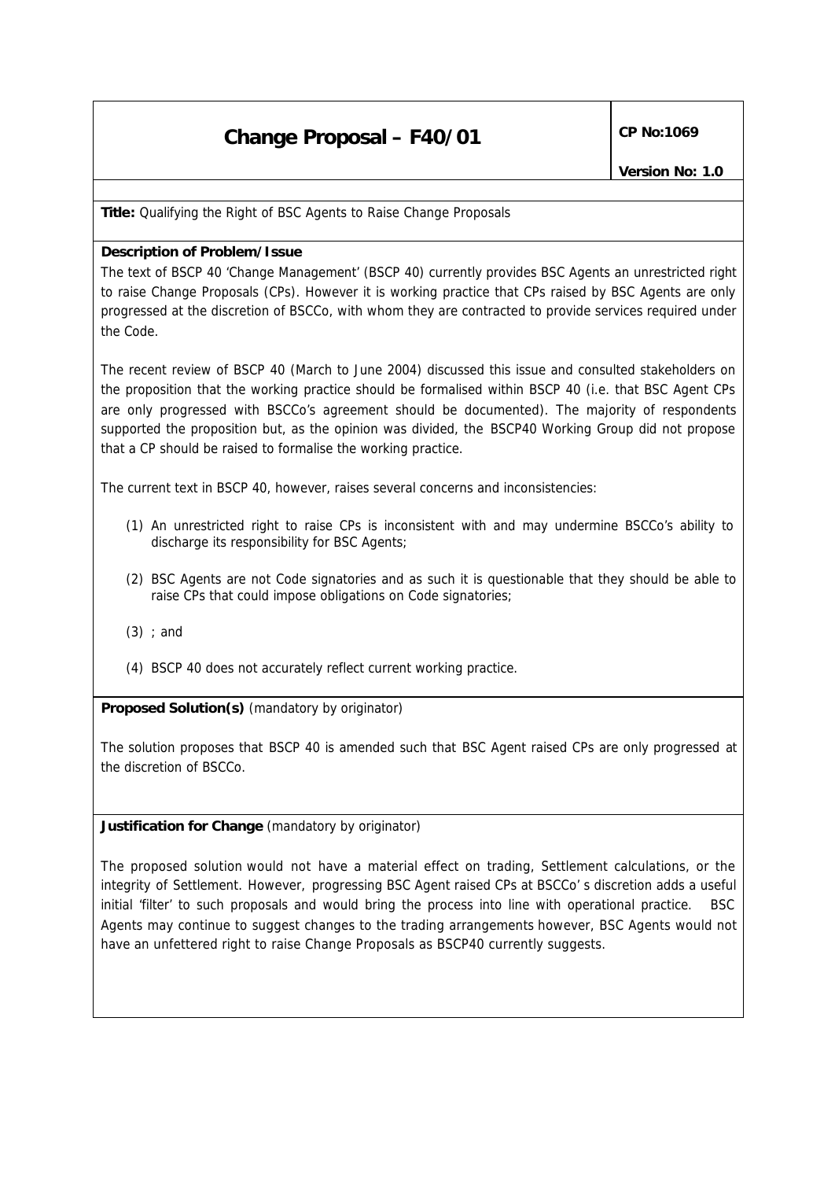# Change Proposal – F40/01

**CP No:1069**

**Version No: 1.0**

**Title:** Qualifying the Right of BSC Agents to Raise Change Proposals

**Description of Problem/Issue**

The text of BSCP 40 'Change Management' (BSCP 40) currently provides BSC Agents an unrestricted right to raise Change Proposals (CPs). However it is working practice that CPs raised by BSC Agents are only progressed at the discretion of BSCCo, with whom they are contracted to provide services required under the Code.

The recent review of BSCP 40 (March to June 2004) discussed this issue and consulted stakeholders on the proposition that the working practice should be formalised within BSCP 40 (i.e. that BSC Agent CPs are only progressed with BSCCo's agreement should be documented). The majority of respondents supported the proposition but, as the opinion was divided, the BSCP40 Working Group did not propose that a CP should be raised to formalise the working practice.

The current text in BSCP 40, however, raises several concerns and inconsistencies:

(1) An unrestricted right to raise CPs is inconsistent with and may undermine BSCCo's ability to discharge its responsibility for BSC Agents;

(2) BSC Agents are not Code signatories and as such it is questionable that they should be able to raise CPs that could impose obligations on Code signatories;

(3) ; and

(4) BSCP 40 does not accurately reflect current working practice.

**Proposed Solution(s)** (mandatory by originator)

The solution proposes that BSCP 40 is amended such that BSC Agent raised CPs are only progressed at the discretion of BSCCo.

**Justification for Change** (mandatory by originator)

The proposed solution would not have a material effect on trading, Settlement calculations, or the integrity of Settlement. However, progressing BSC Agent raised CPs at BSCCo' s discretion adds a useful initial 'filter' to such proposals and would bring the process into line with operational practice. BSC Agents may continue to suggest changes to the trading arrangements however, BSC Agents would not have an unfettered right to raise Change Proposals as BSCP40 currently suggests.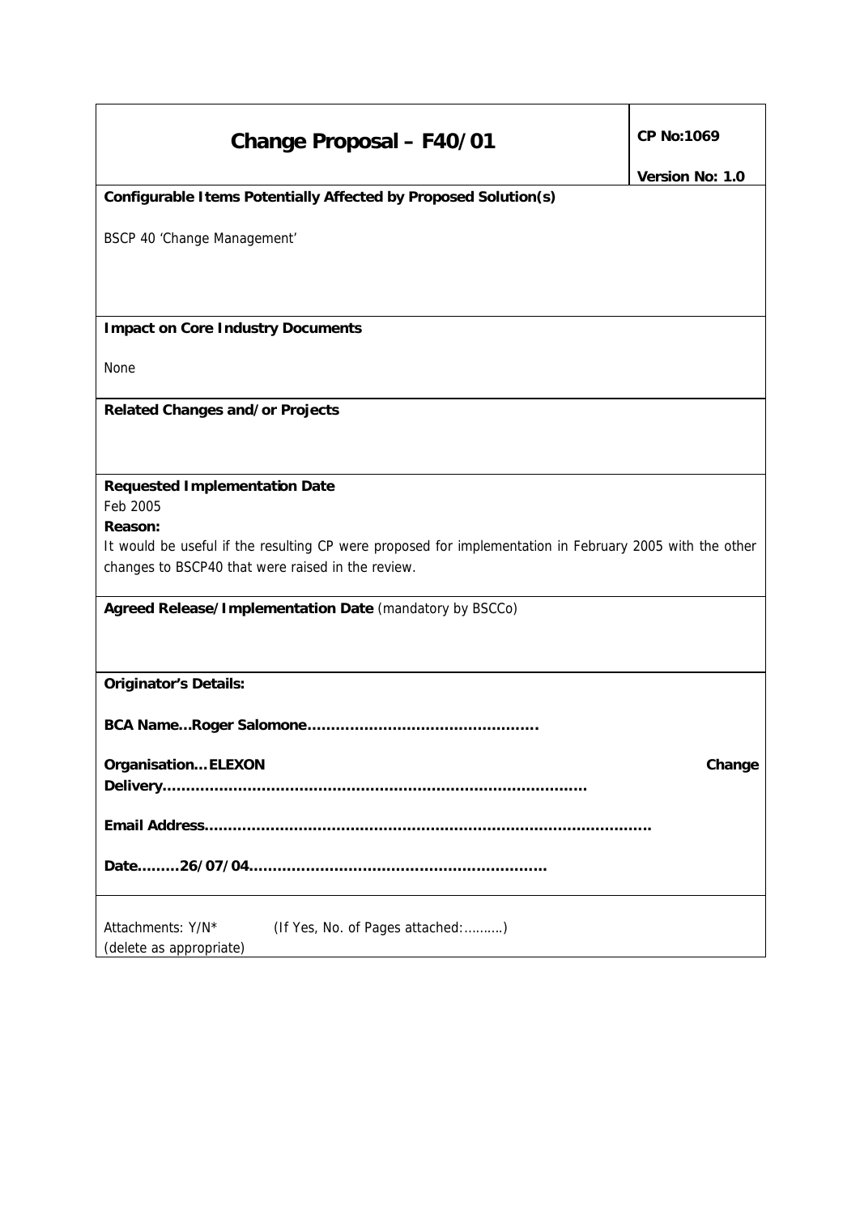# Change Proposal – F40/01

**CP No:1069**

**Version No: 1.0**

**Configurable Items Potentially Affected by Proposed Solution(s)**

BSCP 40 'Change Management'

**Impact on Core Industry Documents**

None

**Related Changes and/or Projects**

**Requested Implementation Date**

Feb 2005

**Reason:**

It would be useful if the resulting CP were proposed for implementation in February 2005 with the other changes to BSCP40 that were raised in the review.

**Agreed Release/Implementation Date** (mandatory by BSCCo)

**Originator's Details:**

**BCA Name…Roger Salomone…………………………………………**

**Organisation…ELEXON Change Delivery………………………………………………………………………**

**Email Address…………………………………………………………………………………**

**Date………26/07/04………………………………………………………**

Attachments: Y/N* (If Yes, No. of Pages attached:……….)
(delete as appropriate)